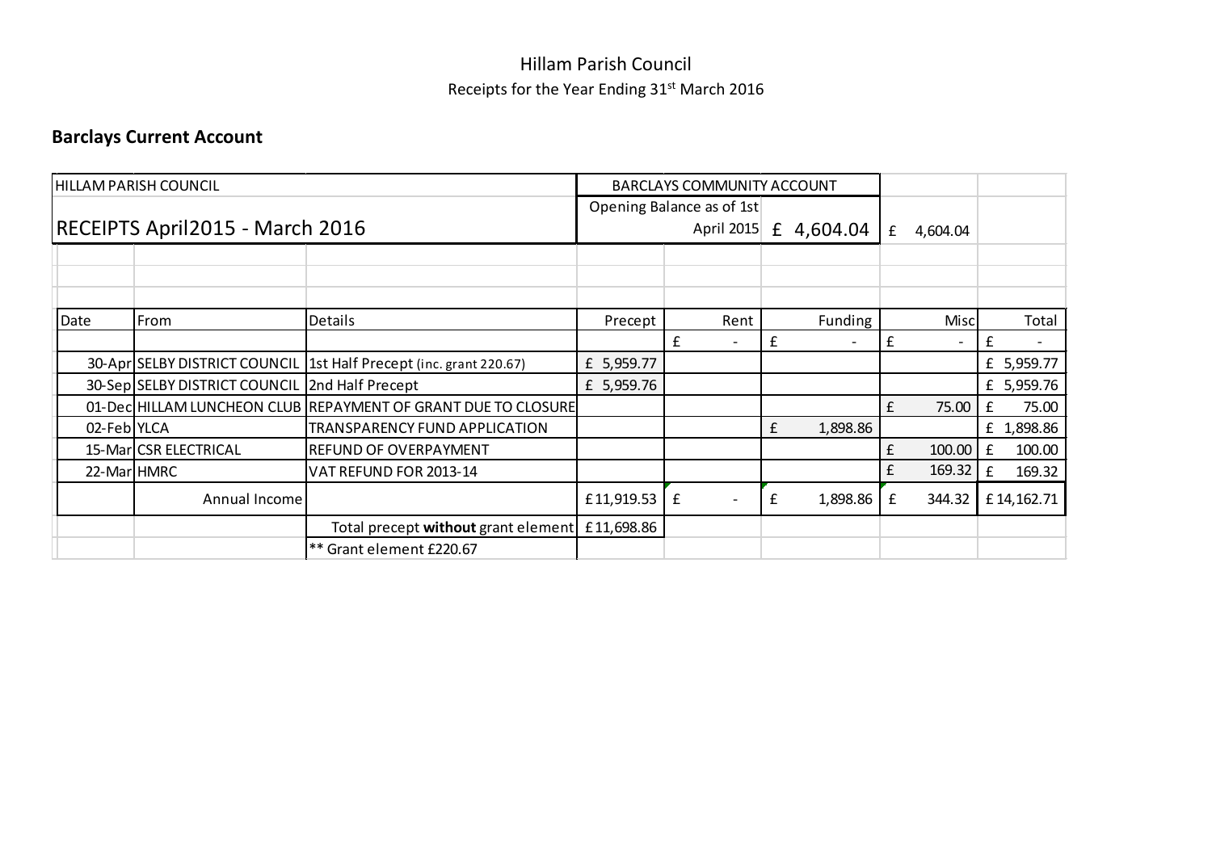Hillam Parish Council

Receipts for the Year Ending 31st March 2016

**Barclays Current Account**

| HILLAM PARISH COUNCIL | | | BARCLAYS COMMUNITY ACCOUNT | | | | |
|---|---|---|---|---|---|---|---|
| RECEIPTS April2015 - March 2016 | | | Opening Balance as of 1st April 2015 | | £ 4,604.04 | £ 4,604.04 | |
| | | | | | | | |
| | | | | | | | |
| Date | From | Details | Precept | Rent | Funding | Misc | Total |
| | | | | £ - | £ - | £ - | £ - |
| 30-Apr | SELBY DISTRICT COUNCIL | 1st Half Precept (inc. grant 220.67) | £ 5,959.77 | | | | £ 5,959.77 |
| 30-Sep | SELBY DISTRICT COUNCIL | 2nd Half Precept | £ 5,959.76 | | | | £ 5,959.76 |
| 01-Dec | HILLAM LUNCHEON CLUB | REPAYMENT OF GRANT DUE TO CLOSURE | | | | £ 75.00 | £ 75.00 |
| 02-Feb | YLCA | TRANSPARENCY FUND APPLICATION | | | £ 1,898.86 | | £ 1,898.86 |
| 15-Mar | CSR ELECTRICAL | REFUND OF OVERPAYMENT | | | | £ 100.00 | £ 100.00 |
| 22-Mar | HMRC | VAT REFUND FOR 2013-14 | | | | £ 169.32 | £ 169.32 |
| | Annual Income | | £11,919.53 | £ - | £ 1,898.86 | £ 344.32 | £14,162.71 |
| | | Total precept **without** grant element | £11,698.86 | | | | |
| | | ** Grant element £220.67 | | | | | |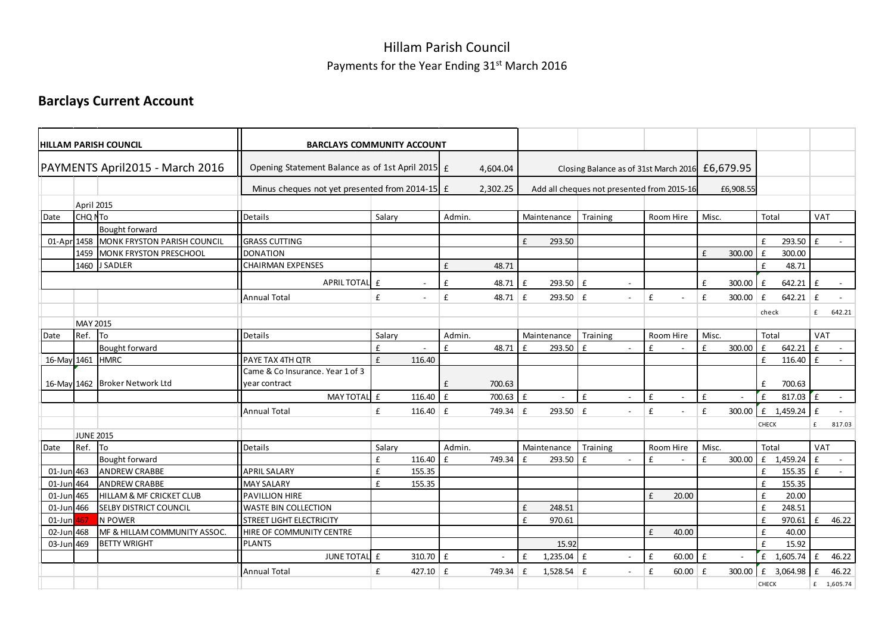# Hillam Parish Council

Payments for the Year Ending 31st March 2016

## Barclays Current Account

| HILLAM PARISH COUNCIL | | | BARCLAYS COMMUNITY ACCOUNT | | | | | | | | |
|---|---|---|---|---|---|---|---|---|---|---|---|
| PAYMENTS April2015 - March 2016 | | | Opening Statement Balance as of 1st April 2015 | | £ 4,604.04 | Closing Balance as of 31st March 2016 | | | £6,679.95 | | |
| | | | Minus cheques not yet presented from 2014-15 | | £ 2,302.25 | Add all cheques not presented from 2015-16 | | | £6,908.55 | | |
| April 2015 | | | | | | | | | | | |
| Date | CHQ No | To | Details | Salary | Admin. | Maintenance | Training | Room Hire | Misc. | Total | VAT |
| | | Bought forward | | | | | | | | | |
| 01-Apr | 1458 | MONK FRYSTON PARISH COUNCIL | GRASS CUTTING | | | £ 293.50 | | | | £ 293.50 | £ - |
| | 1459 | MONK FRYSTON PRESCHOOL | DONATION | | | | | | £ 300.00 | £ 300.00 | |
| | 1460 | J SADLER | CHAIRMAN EXPENSES | | £ 48.71 | | | | | £ 48.71 | |
| | | | APRIL TOTAL | £ - | £ 48.71 | £ 293.50 | £ - | | £ 300.00 | £ 642.21 | £ - |
| | | | Annual Total | £ - | £ 48.71 | £ 293.50 | £ - | £ - | £ 300.00 | £ 642.21 | £ - |
| | | | | | | | | | | check | £ 642.21 |
| MAY 2015 | | | | | | | | | | | |
| Date | Ref. | To | Details | Salary | Admin. | Maintenance | Training | Room Hire | Misc. | Total | VAT |
| | | Bought forward | | £ - | £ 48.71 | £ 293.50 | £ - | £ - | £ 300.00 | £ 642.21 | £ - |
| 16-May | 1461 | HMRC | PAYE TAX 4TH QTR | £ 116.40 | | | | | | £ 116.40 | £ - |
| 16-May | 1462 | Broker Network Ltd | Came & Co Insurance. Year 1 of 3 year contract | | £ 700.63 | | | | | £ 700.63 | |
| | | | MAY TOTAL | £ 116.40 | £ 700.63 | £ - | £ - | £ - | £ - | £ 817.03 | £ - |
| | | | Annual Total | £ 116.40 | £ 749.34 | £ 293.50 | £ - | £ - | £ 300.00 | £ 1,459.24 | £ - |
| | | | | | | | | | | CHECK | £ 817.03 |
| JUNE 2015 | | | | | | | | | | | |
| Date | Ref. | To | Details | Salary | Admin. | Maintenance | Training | Room Hire | Misc. | Total | VAT |
| | | Bought forward | | £ 116.40 | £ 749.34 | £ 293.50 | £ - | £ - | £ 300.00 | £ 1,459.24 | £ - |
| 01-Jun | 463 | ANDREW CRABBE | APRIL SALARY | £ 155.35 | | | | | | £ 155.35 | £ - |
| 01-Jun | 464 | ANDREW CRABBE | MAY SALARY | £ 155.35 | | | | | | £ 155.35 | |
| 01-Jun | 465 | HILLAM & MF CRICKET CLUB | PAVILLION HIRE | | | | | £ 20.00 | | £ 20.00 | |
| 01-Jun | 466 | SELBY DISTRICT COUNCIL | WASTE BIN COLLECTION | | | £ 248.51 | | | | £ 248.51 | |
| 01-Jun | 467 | N POWER | STREET LIGHT ELECTRICITY | | | £ 970.61 | | | | £ 970.61 | £ 46.22 |
| 02-Jun | 468 | MF & HILLAM COMMUNITY ASSOC. | HIRE OF COMMUNITY CENTRE | | | | | £ 40.00 | | £ 40.00 | |
| 03-Jun | 469 | BETTY WRIGHT | PLANTS | | | 15.92 | | | | £ 15.92 | |
| | | | JUNE TOTAL | £ 310.70 | £ - | £ 1,235.04 | £ - | £ 60.00 | £ - | £ 1,605.74 | £ 46.22 |
| | | | Annual Total | £ 427.10 | £ 749.34 | £ 1,528.54 | £ - | £ 60.00 | £ 300.00 | £ 3,064.98 | £ 46.22 |
| | | | | | | | | | | CHECK | £ 1,605.74 |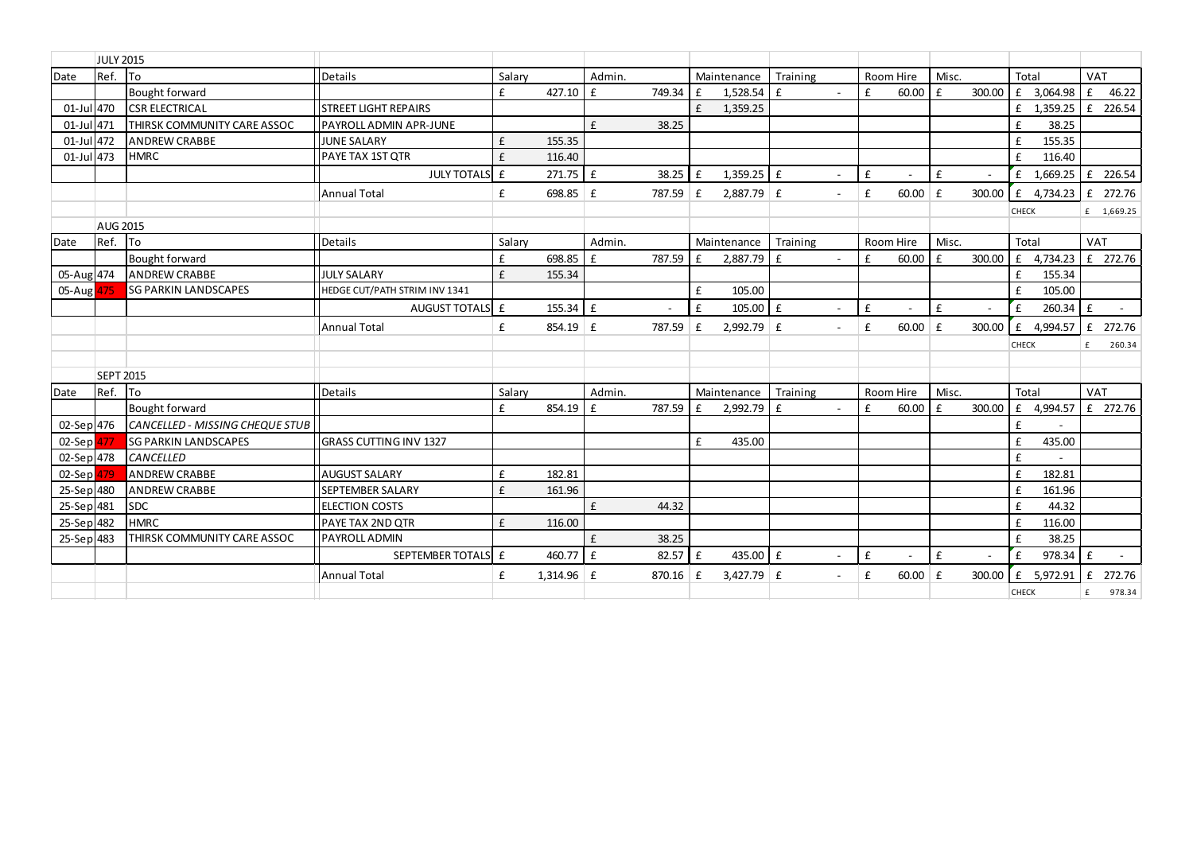| Date | Ref. | To | Details | Salary | Admin. | Maintenance | Training | Room Hire | Misc. | Total | VAT |
|---|---|---|---|---|---|---|---|---|---|---|---|
| **JULY 2015** | | | | | | | | | | | |
| | | Bought forward | | £ 427.10 | £ 749.34 | £ 1,528.54 | £ - | £ 60.00 | £ 300.00 | £ 3,064.98 | £ 46.22 |
| 01-Jul | 470 | CSR ELECTRICAL | STREET LIGHT REPAIRS | | | £ 1,359.25 | | | | £ 1,359.25 | £ 226.54 |
| 01-Jul | 471 | THIRSK COMMUNITY CARE ASSOC | PAYROLL ADMIN APR-JUNE | | £ 38.25 | | | | | £ 38.25 | |
| 01-Jul | 472 | ANDREW CRABBE | JUNE SALARY | £ 155.35 | | | | | | £ 155.35 | |
| 01-Jul | 473 | HMRC | PAYE TAX 1ST QTR | £ 116.40 | | | | | | £ 116.40 | |
| | | | JULY TOTALS | £ 271.75 | £ 38.25 | £ 1,359.25 | £ - | £ - | £ - | £ 1,669.25 | £ 226.54 |
| | | | Annual Total | £ 698.85 | £ 787.59 | £ 2,887.79 | £ - | £ 60.00 | £ 300.00 | £ 4,734.23 | £ 272.76 |
| | | | | | | | | | | CHECK | £ 1,669.25 |
| **AUG 2015** | | | | | | | | | | | |
| | | Bought forward | | £ 698.85 | £ 787.59 | £ 2,887.79 | £ - | £ 60.00 | £ 300.00 | £ 4,734.23 | £ 272.76 |
| 05-Aug | 474 | ANDREW CRABBE | JULY SALARY | £ 155.34 | | | | | | £ 155.34 | |
| 05-Aug | 475 | SG PARKIN LANDSCAPES | HEDGE CUT/PATH STRIM INV 1341 | | | £ 105.00 | | | | £ 105.00 | |
| | | | AUGUST TOTALS | £ 155.34 | £ - | £ 105.00 | £ - | £ - | £ - | £ 260.34 | £ - |
| | | | Annual Total | £ 854.19 | £ 787.59 | £ 2,992.79 | £ - | £ 60.00 | £ 300.00 | £ 4,994.57 | £ 272.76 |
| | | | | | | | | | | CHECK | £ 260.34 |
| **SEPT 2015** | | | | | | | | | | | |
| | | Bought forward | | £ 854.19 | £ 787.59 | £ 2,992.79 | £ - | £ 60.00 | £ 300.00 | £ 4,994.57 | £ 272.76 |
| 02-Sep | 476 | *CANCELLED - MISSING CHEQUE STUB* | | | | | | | | £ - | |
| 02-Sep | 477 | SG PARKIN LANDSCAPES | GRASS CUTTING INV 1327 | | | £ 435.00 | | | | £ 435.00 | |
| 02-Sep | 478 | *CANCELLED* | | | | | | | | £ - | |
| 02-Sep | 479 | ANDREW CRABBE | AUGUST SALARY | £ 182.81 | | | | | | £ 182.81 | |
| 25-Sep | 480 | ANDREW CRABBE | SEPTEMBER SALARY | £ 161.96 | | | | | | £ 161.96 | |
| 25-Sep | 481 | SDC | ELECTION COSTS | | £ 44.32 | | | | | £ 44.32 | |
| 25-Sep | 482 | HMRC | PAYE TAX 2ND QTR | £ 116.00 | | | | | | £ 116.00 | |
| 25-Sep | 483 | THIRSK COMMUNITY CARE ASSOC | PAYROLL ADMIN | | £ 38.25 | | | | | £ 38.25 | |
| | | | SEPTEMBER TOTALS | £ 460.77 | £ 82.57 | £ 435.00 | £ - | £ - | £ - | £ 978.34 | £ - |
| | | | Annual Total | £ 1,314.96 | £ 870.16 | £ 3,427.79 | £ - | £ 60.00 | £ 300.00 | £ 5,972.91 | £ 272.76 |
| | | | | | | | | | | CHECK | £ 978.34 |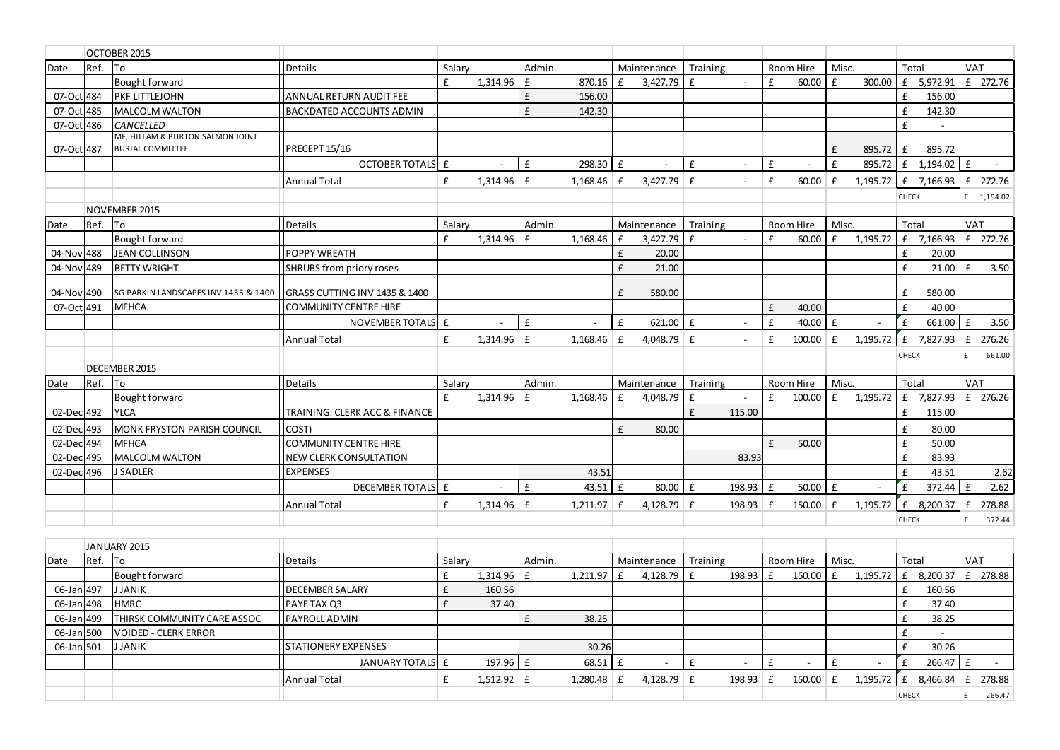## OCTOBER 2015

| Date | Ref. | To | Details | Salary | Admin. | Maintenance | Training | Room Hire | Misc. | Total | VAT |
|---|---|---|---|---|---|---|---|---|---|---|---|
| | | Bought forward | | £ 1,314.96 | £ 870.16 | £ 3,427.79 | £ - | £ 60.00 | £ 300.00 | £ 5,972.91 | £ 272.76 |
| 07-Oct | 484 | PKF LITTLEJOHN | ANNUAL RETURN AUDIT FEE | | £ 156.00 | | | | | £ 156.00 | |
| 07-Oct | 485 | MALCOLM WALTON | BACKDATED ACCOUNTS ADMIN | | £ 142.30 | | | | | £ 142.30 | |
| 07-Oct | 486 | *CANCELLED* | | | | | | | | £ - | |
| 07-Oct | 487 | MF, HILLAM & BURTON SALMON JOINT BURIAL COMMITTEE | PRECEPT 15/16 | | | | | | £ 895.72 | £ 895.72 | |
| | | | OCTOBER TOTALS | £ - | £ 298.30 | £ - | £ - | £ - | £ 895.72 | £ 1,194.02 | £ - |
| | | | Annual Total | £ 1,314.96 | £ 1,168.46 | £ 3,427.79 | £ - | £ 60.00 | £ 1,195.72 | £ 7,166.93 | £ 272.76 |
| | | | | | | | | | | CHECK | £ 1,194.02 |

## NOVEMBER 2015

| Date | Ref. | To | Details | Salary | Admin. | Maintenance | Training | Room Hire | Misc. | Total | VAT |
|---|---|---|---|---|---|---|---|---|---|---|---|
| | | Bought forward | | £ 1,314.96 | £ 1,168.46 | £ 3,427.79 | £ - | £ 60.00 | £ 1,195.72 | £ 7,166.93 | £ 272.76 |
| 04-Nov | 488 | JEAN COLLINSON | POPPY WREATH | | | £ 20.00 | | | | £ 20.00 | |
| 04-Nov | 489 | BETTY WRIGHT | SHRUBS from priory roses | | | £ 21.00 | | | | £ 21.00 | £ 3.50 |
| 04-Nov | 490 | SG PARKIN LANDSCAPES INV 1435 & 1400 | GRASS CUTTING INV 1435 & 1400 | | | £ 580.00 | | | | £ 580.00 | |
| 07-Oct | 491 | MFHCA | COMMUNITY CENTRE HIRE | | | | | £ 40.00 | | £ 40.00 | |
| | | | NOVEMBER TOTALS | £ - | £ - | £ 621.00 | £ - | £ 40.00 | £ - | £ 661.00 | £ 3.50 |
| | | | Annual Total | £ 1,314.96 | £ 1,168.46 | £ 4,048.79 | £ - | £ 100.00 | £ 1,195.72 | £ 7,827.93 | £ 276.26 |
| | | | | | | | | | | CHECK | £ 661.00 |

## DECEMBER 2015

| Date | Ref. | To | Details | Salary | Admin. | Maintenance | Training | Room Hire | Misc. | Total | VAT |
|---|---|---|---|---|---|---|---|---|---|---|---|
| | | Bought forward | | £ 1,314.96 | £ 1,168.46 | £ 4,048.79 | £ - | £ 100.00 | £ 1,195.72 | £ 7,827.93 | £ 276.26 |
| 02-Dec | 492 | YLCA | TRAINING: CLERK ACC & FINANCE | | | | £ 115.00 | | | £ 115.00 | |
| 02-Dec | 493 | MONK FRYSTON PARISH COUNCIL | COST) | | | £ 80.00 | | | | £ 80.00 | |
| 02-Dec | 494 | MFHCA | COMMUNITY CENTRE HIRE | | | | | £ 50.00 | | £ 50.00 | |
| 02-Dec | 495 | MALCOLM WALTON | NEW CLERK CONSULTATION | | | | 83.93 | | | £ 83.93 | |
| 02-Dec | 496 | J SADLER | EXPENSES | | 43.51 | | | | | £ 43.51 | 2.62 |
| | | | DECEMBER TOTALS | £ - | £ 43.51 | £ 80.00 | £ 198.93 | £ 50.00 | £ - | £ 372.44 | £ 2.62 |
| | | | Annual Total | £ 1,314.96 | £ 1,211.97 | £ 4,128.79 | £ 198.93 | £ 150.00 | £ 1,195.72 | £ 8,200.37 | £ 278.88 |
| | | | | | | | | | | CHECK | £ 372.44 |

## JANUARY 2015

| Date | Ref. | To | Details | Salary | Admin. | Maintenance | Training | Room Hire | Misc. | Total | VAT |
|---|---|---|---|---|---|---|---|---|---|---|---|
| | | Bought forward | | £ 1,314.96 | £ 1,211.97 | £ 4,128.79 | £ 198.93 | £ 150.00 | £ 1,195.72 | £ 8,200.37 | £ 278.88 |
| 06-Jan | 497 | J JANIK | DECEMBER SALARY | £ 160.56 | | | | | | £ 160.56 | |
| 06-Jan | 498 | HMRC | PAYE TAX Q3 | £ 37.40 | | | | | | £ 37.40 | |
| 06-Jan | 499 | THIRSK COMMUNITY CARE ASSOC | PAYROLL ADMIN | | £ 38.25 | | | | | £ 38.25 | |
| 06-Jan | 500 | VOIDED - CLERK ERROR | | | | | | | | £ - | |
| 06-Jan | 501 | J JANIK | STATIONERY EXPENSES | | 30.26 | | | | | £ 30.26 | |
| | | | JANUARY TOTALS | £ 197.96 | £ 68.51 | £ - | £ - | £ - | £ - | £ 266.47 | £ - |
| | | | Annual Total | £ 1,512.92 | £ 1,280.48 | £ 4,128.79 | £ 198.93 | £ 150.00 | £ 1,195.72 | £ 8,466.84 | £ 278.88 |
| | | | | | | | | | | CHECK | £ 266.47 |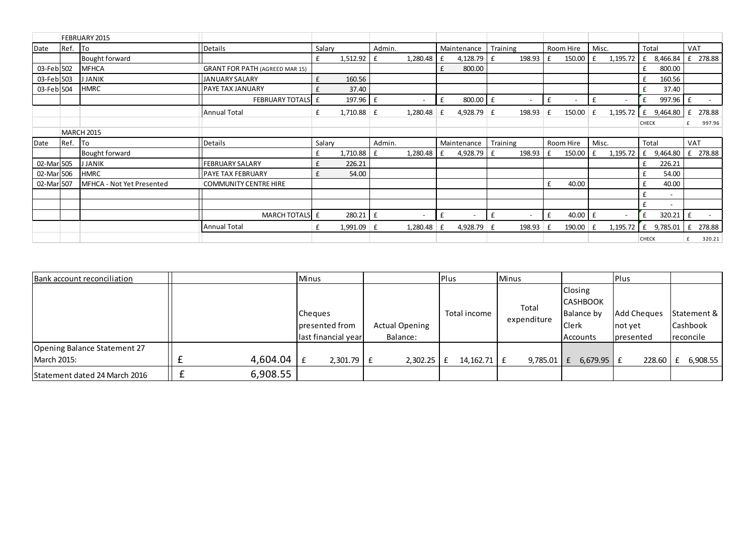| | | | | | | | | | | | |
|---|---|---|---|---|---|---|---|---|---|---|---|
| | | FEBRUARY 2015 | | | | | | | | | |
| Date | Ref. | To | Details | Salary | Admin. | Maintenance | Training | Room Hire | Misc. | Total | VAT |
| | | Bought forward | | £ 1,512.92 | £ 1,280.48 | £ 4,128.79 | £ 198.93 | £ 150.00 | £ 1,195.72 | £ 8,466.84 | £ 278.88 |
| 03-Feb | 502 | MFHCA | GRANT FOR PATH (AGREED MAR 15) | | | £ 800.00 | | | | £ 800.00 | |
| 03-Feb | 503 | J JANIK | JANUARY SALARY | £ 160.56 | | | | | | £ 160.56 | |
| 03-Feb | 504 | HMRC | PAYE TAX JANUARY | £ 37.40 | | | | | | £ 37.40 | |
| | | | FEBRUARY TOTALS | £ 197.96 | £ - | £ 800.00 | £ - | £ - | £ - | £ 997.96 | £ - |
| | | | Annual Total | £ 1,710.88 | £ 1,280.48 | £ 4,928.79 | £ 198.93 | £ 150.00 | £ 1,195.72 | £ 9,464.80 | £ 278.88 |
| | | | | | | | | | | CHECK | £ 997.96 |
| | | MARCH 2015 | | | | | | | | | |
| Date | Ref. | To | Details | Salary | Admin. | Maintenance | Training | Room Hire | Misc. | Total | VAT |
| | | Bought forward | | £ 1,710.88 | £ 1,280.48 | £ 4,928.79 | £ 198.93 | £ 150.00 | £ 1,195.72 | £ 9,464.80 | £ 278.88 |
| 02-Mar | 505 | J JANIK | FEBRUARY SALARY | £ 226.21 | | | | | | £ 226.21 | |
| 02-Mar | 506 | HMRC | PAYE TAX FEBRUARY | £ 54.00 | | | | | | £ 54.00 | |
| 02-Mar | 507 | MFHCA - Not Yet Presented | COMMUNITY CENTRE HIRE | | | | | £ 40.00 | | £ 40.00 | |
| | | | | | | | | | | £ - | |
| | | | | | | | | | | £ - | |
| | | | MARCH TOTALS | £ 280.21 | £ - | £ - | £ - | £ 40.00 | £ - | £ 320.21 | £ - |
| | | | Annual Total | £ 1,991.09 | £ 1,280.48 | £ 4,928.79 | £ 198.93 | £ 190.00 | £ 1,195.72 | £ 9,785.01 | £ 278.88 |
| | | | | | | | | | | CHECK | £ 320.21 |

| Bank account reconciliation | | Minus | | Plus | Minus | | Plus | |
|---|---|---|---|---|---|---|---|---|
| | | Cheques presented from last financial year | Actual Opening Balance: | Total income | Total expenditure | Closing CASHBOOK Balance by Clerk Accounts | Add Cheques not yet presented | Statement & Cashbook reconcile |
| Opening Balance Statement 27 March 2015: | £ 4,604.04 | £ 2,301.79 | £ 2,302.25 | £ 14,162.71 | £ 9,785.01 | £ 6,679.95 | £ 228.60 | £ 6,908.55 |
| Statement dated 24 March 2016 | £ 6,908.55 | | | | | | | |